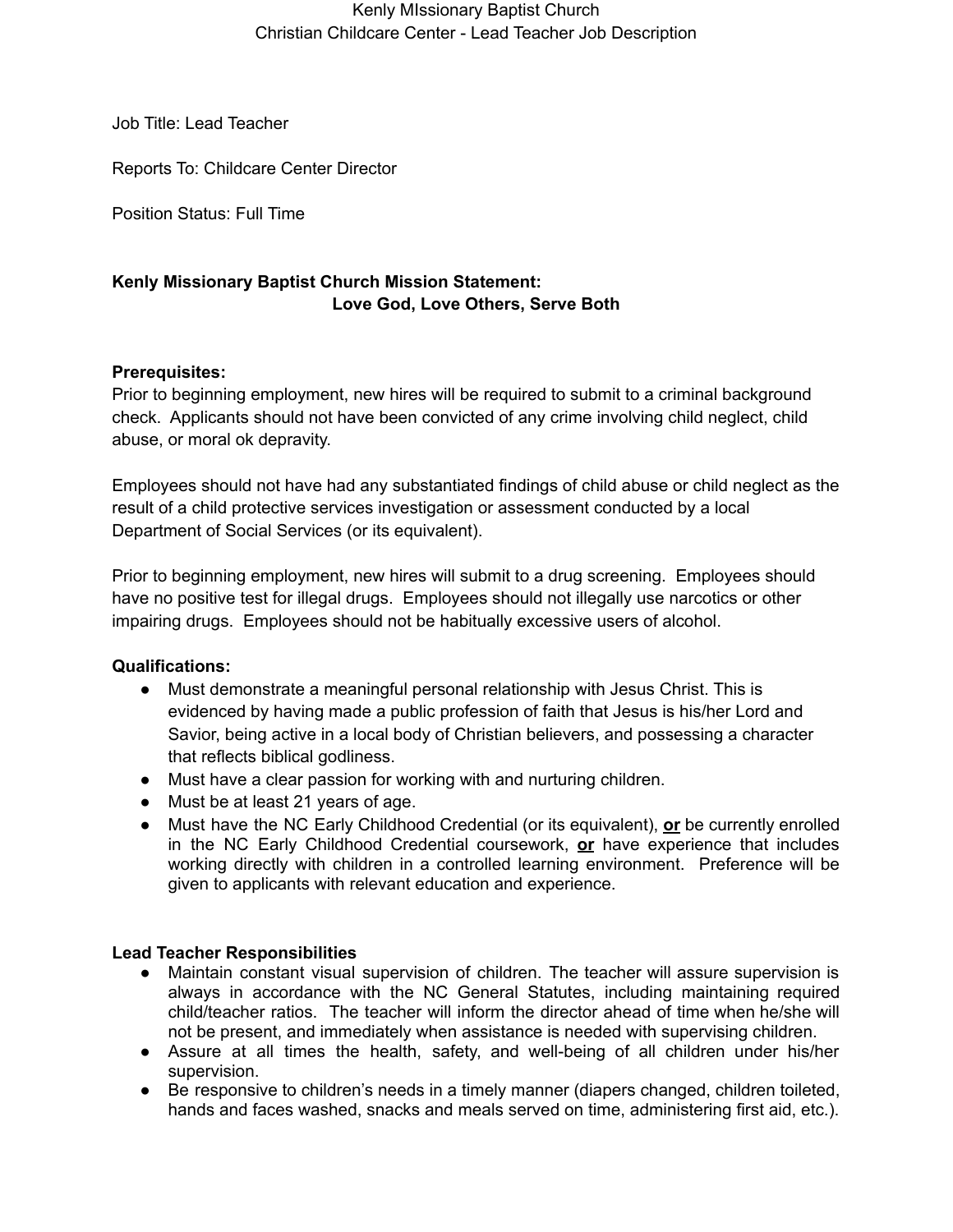Kenly MIssionary Baptist Church
Christian Childcare Center - Lead Teacher Job Description

Job Title: Lead Teacher

Reports To: Childcare Center Director

Position Status: Full Time

**Kenly Missionary Baptist Church Mission Statement:**
**Love God, Love Others, Serve Both**

**Prerequisites:**
Prior to beginning employment, new hires will be required to submit to a criminal background check. Applicants should not have been convicted of any crime involving child neglect, child abuse, or moral ok depravity.

Employees should not have had any substantiated findings of child abuse or child neglect as the result of a child protective services investigation or assessment conducted by a local Department of Social Services (or its equivalent).

Prior to beginning employment, new hires will submit to a drug screening. Employees should have no positive test for illegal drugs. Employees should not illegally use narcotics or other impairing drugs. Employees should not be habitually excessive users of alcohol.

**Qualifications:**

- Must demonstrate a meaningful personal relationship with Jesus Christ. This is evidenced by having made a public profession of faith that Jesus is his/her Lord and Savior, being active in a local body of Christian believers, and possessing a character that reflects biblical godliness.
- Must have a clear passion for working with and nurturing children.
- Must be at least 21 years of age.
- Must have the NC Early Childhood Credential (or its equivalent), **or** be currently enrolled in the NC Early Childhood Credential coursework, **or** have experience that includes working directly with children in a controlled learning environment. Preference will be given to applicants with relevant education and experience.

**Lead Teacher Responsibilities**

- Maintain constant visual supervision of children. The teacher will assure supervision is always in accordance with the NC General Statutes, including maintaining required child/teacher ratios. The teacher will inform the director ahead of time when he/she will not be present, and immediately when assistance is needed with supervising children.
- Assure at all times the health, safety, and well-being of all children under his/her supervision.
- Be responsive to children's needs in a timely manner (diapers changed, children toileted, hands and faces washed, snacks and meals served on time, administering first aid, etc.).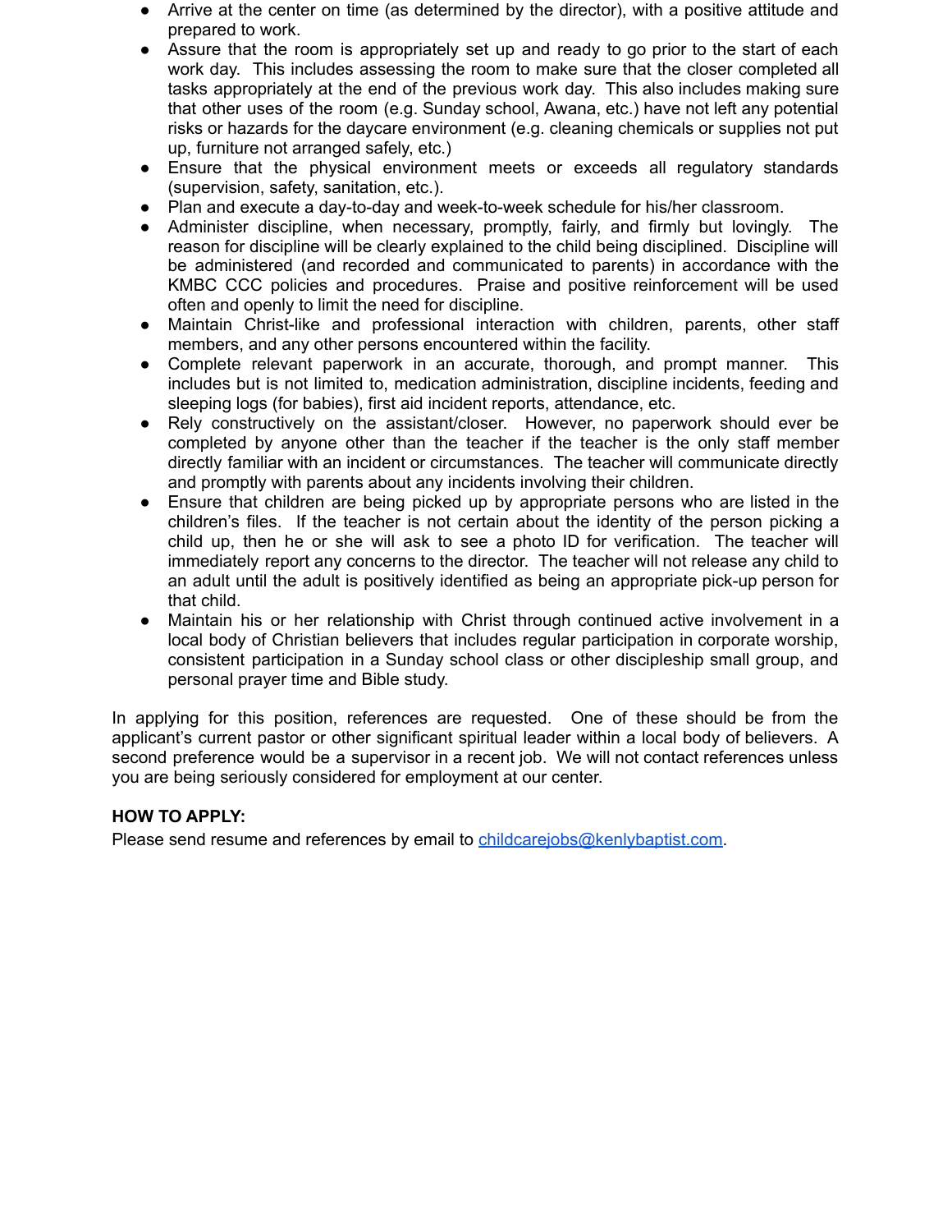- Arrive at the center on time (as determined by the director), with a positive attitude and prepared to work.
- Assure that the room is appropriately set up and ready to go prior to the start of each work day. This includes assessing the room to make sure that the closer completed all tasks appropriately at the end of the previous work day. This also includes making sure that other uses of the room (e.g. Sunday school, Awana, etc.) have not left any potential risks or hazards for the daycare environment (e.g. cleaning chemicals or supplies not put up, furniture not arranged safely, etc.)
- Ensure that the physical environment meets or exceeds all regulatory standards (supervision, safety, sanitation, etc.).
- Plan and execute a day-to-day and week-to-week schedule for his/her classroom.
- Administer discipline, when necessary, promptly, fairly, and firmly but lovingly. The reason for discipline will be clearly explained to the child being disciplined. Discipline will be administered (and recorded and communicated to parents) in accordance with the KMBC CCC policies and procedures. Praise and positive reinforcement will be used often and openly to limit the need for discipline.
- Maintain Christ-like and professional interaction with children, parents, other staff members, and any other persons encountered within the facility.
- Complete relevant paperwork in an accurate, thorough, and prompt manner. This includes but is not limited to, medication administration, discipline incidents, feeding and sleeping logs (for babies), first aid incident reports, attendance, etc.
- Rely constructively on the assistant/closer. However, no paperwork should ever be completed by anyone other than the teacher if the teacher is the only staff member directly familiar with an incident or circumstances. The teacher will communicate directly and promptly with parents about any incidents involving their children.
- Ensure that children are being picked up by appropriate persons who are listed in the children's files. If the teacher is not certain about the identity of the person picking a child up, then he or she will ask to see a photo ID for verification. The teacher will immediately report any concerns to the director. The teacher will not release any child to an adult until the adult is positively identified as being an appropriate pick-up person for that child.
- Maintain his or her relationship with Christ through continued active involvement in a local body of Christian believers that includes regular participation in corporate worship, consistent participation in a Sunday school class or other discipleship small group, and personal prayer time and Bible study.

In applying for this position, references are requested. One of these should be from the applicant's current pastor or other significant spiritual leader within a local body of believers. A second preference would be a supervisor in a recent job. We will not contact references unless you are being seriously considered for employment at our center.

**HOW TO APPLY:**

Please send resume and references by email to childcarejobs@kenlybaptist.com.